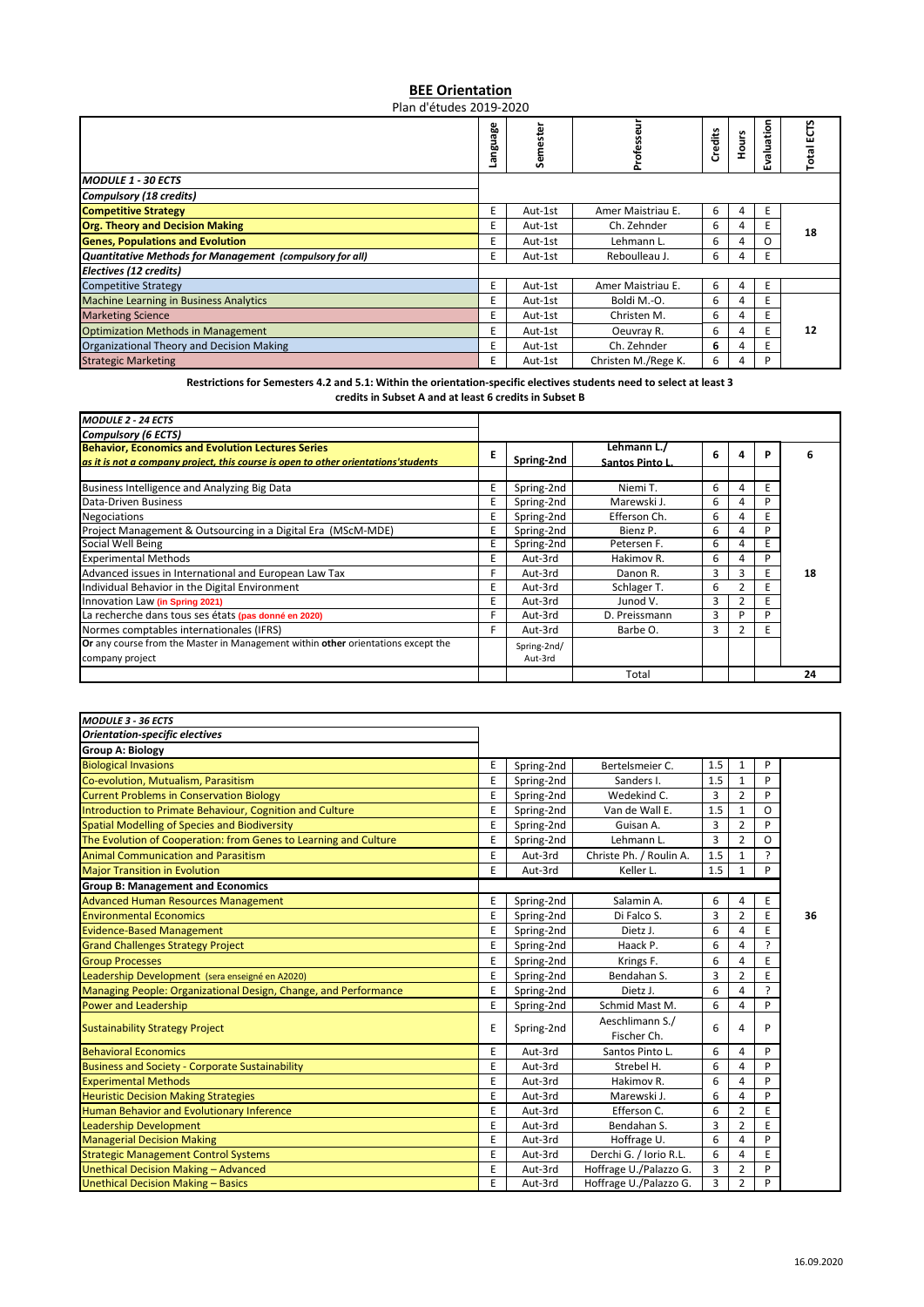# BEE Orientation

Plan d'études 2019-2020

| | Language | Semester | Professeur | Credits | Hours | Evaluation | Total ECTS |
|---|---|---|---|---|---|---|---|
| ***MODULE 1 - 30 ECTS*** | | | | | | | |
| ***Compulsory (18 credits)*** | | | | | | | |
| **Competitive Strategy** | E | Aut-1st | Amer Maistriau E. | 6 | 4 | E | 18 |
| **Org. Theory and Decision Making** | E | Aut-1st | Ch. Zehnder | 6 | 4 | E | |
| **Genes, Populations and Evolution** | E | Aut-1st | Lehmann L. | 6 | 4 | O | |
| ***Quantitative Methods for Management (compulsory for all)*** | E | Aut-1st | Reboulleau J. | 6 | 4 | E | |
| ***Electives (12 credits)*** | | | | | | | |
| Competitive Strategy | E | Aut-1st | Amer Maistriau E. | 6 | 4 | E | 12 |
| Machine Learning in Business Analytics | E | Aut-1st | Boldi M.-O. | 6 | 4 | E | |
| Marketing Science | E | Aut-1st | Christen M. | 6 | 4 | E | |
| Optimization Methods in Management | E | Aut-1st | Oeuvray R. | 6 | 4 | E | |
| Organizational Theory and Decision Making | E | Aut-1st | Ch. Zehnder | 6 | 4 | E | |
| Strategic Marketing | E | Aut-1st | Christen M./Rege K. | 6 | 4 | P | |

**Restrictions for Semesters 4.2 and 5.1: Within the orientation-specific electives students need to select at least 3 credits in Subset A and at least 6 credits in Subset B**

| | Language | Semester | Professeur | Credits | Hours | Evaluation | Total ECTS |
|---|---|---|---|---|---|---|---|
| ***MODULE 2 - 24 ECTS*** | | | | | | | |
| ***Compulsory (6 ECTS)*** | | | | | | | |
| **Behavior, Economics and Evolution Lectures Series** *as it is not a company project, this course is open to other orientations'students* | **E** | **Spring-2nd** | **Lehmann L./ Santos Pinto L.** | **6** | **4** | **P** | **6** |
| Business Intelligence and Analyzing Big Data | E | Spring-2nd | Niemi T. | 6 | 4 | E | 18 |
| Data-Driven Business | E | Spring-2nd | Marewski J. | 6 | 4 | P | |
| Negociations | E | Spring-2nd | Efferson Ch. | 6 | 4 | E | |
| Project Management & Outsourcing in a Digital Era (MScM-MDE) | E | Spring-2nd | Bienz P. | 6 | 4 | P | |
| Social Well Being | E | Spring-2nd | Petersen F. | 6 | 4 | E | |
| Experimental Methods | E | Aut-3rd | Hakimov R. | 6 | 4 | P | |
| Advanced issues in International and European Law Tax | F | Aut-3rd | Danon R. | 3 | 3 | E | |
| Individual Behavior in the Digital Environment | E | Aut-3rd | Schlager T. | 6 | 2 | E | |
| Innovation Law **(in Spring 2021)** | E | Aut-3rd | Junod V. | 3 | 2 | E | |
| La recherche dans tous ses états **(pas donné en 2020)** | F | Aut-3rd | D. Preissmann | 3 | P | P | |
| Normes comptables internationales (IFRS) | F | Aut-3rd | Barbe O. | 3 | 2 | E | |
| **Or** any course from the Master in Management within **other** orientations except the company project | | Spring-2nd/ Aut-3rd | | | | | |
| | | | Total | | | | **24** |

| | Language | Semester | Professeur | Credits | Hours | Evaluation | Total ECTS |
|---|---|---|---|---|---|---|---|
| ***MODULE 3 - 36 ECTS*** | | | | | | | |
| ***Orientation-specific electives*** | | | | | | | |
| **Group A: Biology** | | | | | | | |
| Biological Invasions | E | Spring-2nd | Bertelsmeier C. | 1.5 | 1 | P | 36 |
| Co-evolution, Mutualism, Parasitism | E | Spring-2nd | Sanders I. | 1.5 | 1 | P | |
| Current Problems in Conservation Biology | E | Spring-2nd | Wedekind C. | 3 | 2 | P | |
| Introduction to Primate Behaviour, Cognition and Culture | E | Spring-2nd | Van de Wall E. | 1.5 | 1 | O | |
| Spatial Modelling of Species and Biodiversity | E | Spring-2nd | Guisan A. | 3 | 2 | P | |
| The Evolution of Cooperation: from Genes to Learning and Culture | E | Spring-2nd | Lehmann L. | 3 | 2 | O | |
| Animal Communication and Parasitism | E | Aut-3rd | Christe Ph. / Roulin A. | 1.5 | 1 | ? | |
| Major Transition in Evolution | E | Aut-3rd | Keller L. | 1.5 | 1 | P | |
| **Group B: Management and Economics** | | | | | | | |
| Advanced Human Resources Management | E | Spring-2nd | Salamin A. | 6 | 4 | E | |
| Environmental Economics | E | Spring-2nd | Di Falco S. | 3 | 2 | E | |
| Evidence-Based Management | E | Spring-2nd | Dietz J. | 6 | 4 | E | |
| Grand Challenges Strategy Project | E | Spring-2nd | Haack P. | 6 | 4 | ? | |
| Group Processes | E | Spring-2nd | Krings F. | 6 | 4 | E | |
| Leadership Development (sera enseigné en A2020) | E | Spring-2nd | Bendahan S. | 3 | 2 | E | |
| Managing People: Organizational Design, Change, and Performance | E | Spring-2nd | Dietz J. | 6 | 4 | ? | |
| Power and Leadership | E | Spring-2nd | Schmid Mast M. | 6 | 4 | P | |
| Sustainability Strategy Project | E | Spring-2nd | Aeschlimann S./ Fischer Ch. | 6 | 4 | P | |
| Behavioral Economics | E | Aut-3rd | Santos Pinto L. | 6 | 4 | P | |
| Business and Society - Corporate Sustainability | E | Aut-3rd | Strebel H. | 6 | 4 | P | |
| Experimental Methods | E | Aut-3rd | Hakimov R. | 6 | 4 | P | |
| Heuristic Decision Making Strategies | E | Aut-3rd | Marewski J. | 6 | 4 | P | |
| Human Behavior and Evolutionary Inference | E | Aut-3rd | Efferson C. | 6 | 2 | E | |
| Leadership Development | E | Aut-3rd | Bendahan S. | 3 | 2 | E | |
| Managerial Decision Making | E | Aut-3rd | Hoffrage U. | 6 | 4 | P | |
| Strategic Management Control Systems | E | Aut-3rd | Derchi G. / Iorio R.L. | 6 | 4 | E | |
| Unethical Decision Making – Advanced | E | Aut-3rd | Hoffrage U./Palazzo G. | 3 | 2 | P | |
| Unethical Decision Making – Basics | E | Aut-3rd | Hoffrage U./Palazzo G. | 3 | 2 | P | |

16.09.2020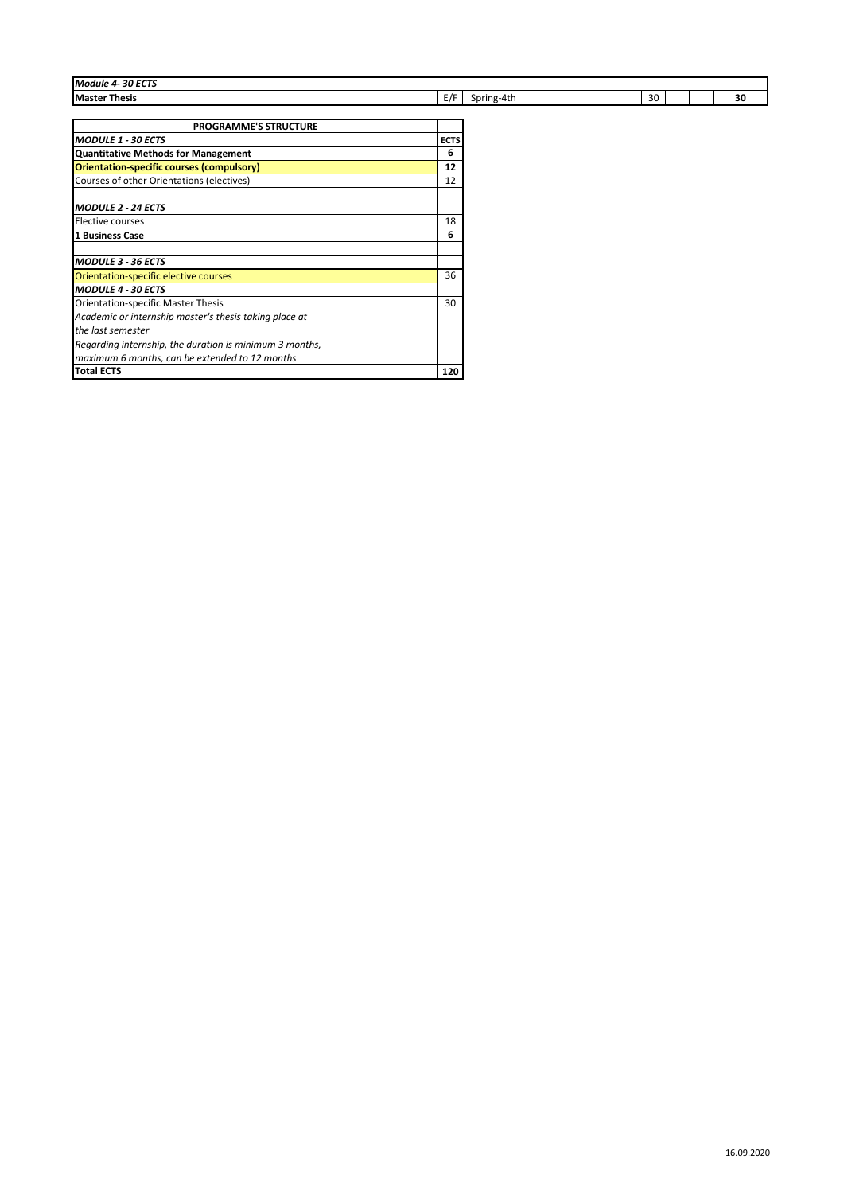| | | | | | | | |
|---|---|---|---|---|---|---|---|
| ***Module 4- 30 ECTS*** | | | | | | | |
| **Master Thesis** | E/F | Spring-4th | | 30 | | | **30** |

| PROGRAMME'S STRUCTURE | |
|---|---|
| ***MODULE 1 - 30 ECTS*** | **ECTS** |
| **Quantitative Methods for Management** | **6** |
| **Orientation-specific courses (compulsory)** | **12** |
| Courses of other Orientations (electives) | 12 |
| | |
| ***MODULE 2 - 24 ECTS*** | |
| Elective courses | 18 |
| **1 Business Case** | **6** |
| | |
| ***MODULE 3 - 36 ECTS*** | |
| Orientation-specific elective courses | 36 |
| ***MODULE 4 - 30 ECTS*** | |
| Orientation-specific Master Thesis | 30 |
| *Academic or internship master's thesis taking place at the last semester* | |
| *Regarding internship, the duration is minimum 3 months, maximum 6 months, can be extended to 12 months* | |
| **Total ECTS** | **120** |

16.09.2020